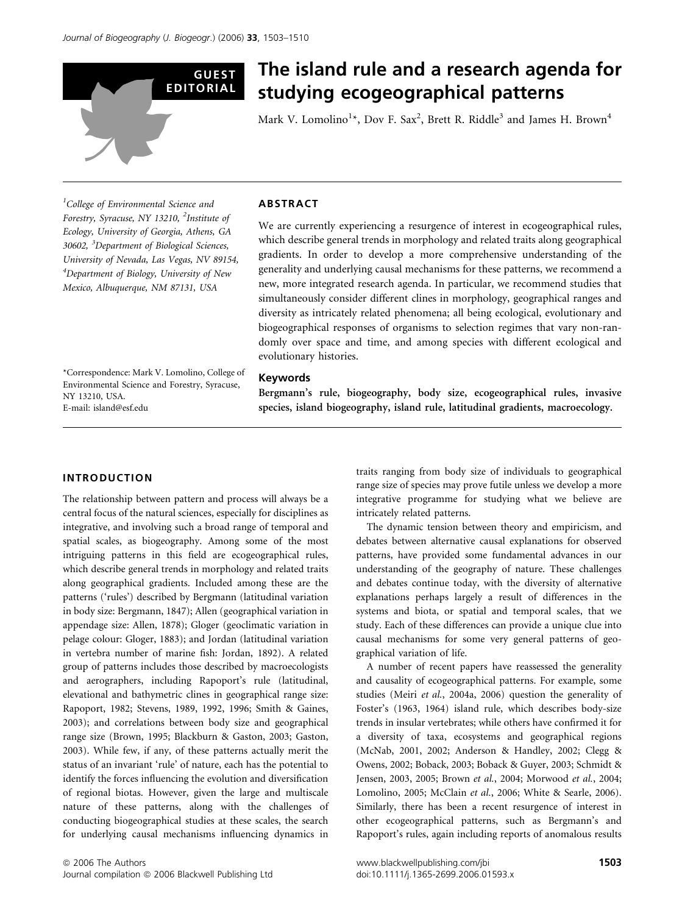GUEST EDITORIAL

# The island rule and a research agenda for studying ecogeographical patterns

Mark V. Lomolino[1]*, Dov F. Sax[2], Brett R. Riddle[3] and James H. Brown[4]

[1]College of Environmental Science and Forestry, Syracuse, NY 13210, [2]Institute of Ecology, University of Georgia, Athens, GA 30602, [3]Department of Biological Sciences, University of Nevada, Las Vegas, NV 89154, [4]Department of Biology, University of New Mexico, Albuquerque, NM 87131, USA

*Correspondence: Mark V. Lomolino, College of Environmental Science and Forestry, Syracuse, NY 13210, USA.
E-mail: island@esf.edu

## ABSTRACT

We are currently experiencing a resurgence of interest in ecogeographical rules, which describe general trends in morphology and related traits along geographical gradients. In order to develop a more comprehensive understanding of the generality and underlying causal mechanisms for these patterns, we recommend a new, more integrated research agenda. In particular, we recommend studies that simultaneously consider different clines in morphology, geographical ranges and diversity as intricately related phenomena; all being ecological, evolutionary and biogeographical responses of organisms to selection regimes that vary non-randomly over space and time, and among species with different ecological and evolutionary histories.

### Keywords

**Bergmann's rule, biogeography, body size, ecogeographical rules, invasive species, island biogeography, island rule, latitudinal gradients, macroecology.**

## INTRODUCTION

The relationship between pattern and process will always be a central focus of the natural sciences, especially for disciplines as integrative, and involving such a broad range of temporal and spatial scales, as biogeography. Among some of the most intriguing patterns in this field are ecogeographical rules, which describe general trends in morphology and related traits along geographical gradients. Included among these are the patterns ('rules') described by Bergmann (latitudinal variation in body size: Bergmann, 1847); Allen (geographical variation in appendage size: Allen, 1878); Gloger (geoclimatic variation in pelage colour: Gloger, 1883); and Jordan (latitudinal variation in vertebra number of marine fish: Jordan, 1892). A related group of patterns includes those described by macroecologists and aerographers, including Rapoport's rule (latitudinal, elevational and bathymetric clines in geographical range size: Rapoport, 1982; Stevens, 1989, 1992, 1996; Smith & Gaines, 2003); and correlations between body size and geographical range size (Brown, 1995; Blackburn & Gaston, 2003; Gaston, 2003). While few, if any, of these patterns actually merit the status of an invariant 'rule' of nature, each has the potential to identify the forces influencing the evolution and diversification of regional biotas. However, given the large and multiscale nature of these patterns, along with the challenges of conducting biogeographical studies at these scales, the search for underlying causal mechanisms influencing dynamics in traits ranging from body size of individuals to geographical range size of species may prove futile unless we develop a more integrative programme for studying what we believe are intricately related patterns.

The dynamic tension between theory and empiricism, and debates between alternative causal explanations for observed patterns, have provided some fundamental advances in our understanding of the geography of nature. These challenges and debates continue today, with the diversity of alternative explanations perhaps largely a result of differences in the systems and biota, or spatial and temporal scales, that we study. Each of these differences can provide a unique clue into causal mechanisms for some very general patterns of geographical variation of life.

A number of recent papers have reassessed the generality and causality of ecogeographical patterns. For example, some studies (Meiri *et al.*, 2004a, 2006) question the generality of Foster's (1963, 1964) island rule, which describes body-size trends in insular vertebrates; while others have confirmed it for a diversity of taxa, ecosystems and geographical regions (McNab, 2001, 2002; Anderson & Handley, 2002; Clegg & Owens, 2002; Boback, 2003; Boback & Guyer, 2003; Schmidt & Jensen, 2003, 2005; Brown *et al.*, 2004; Morwood *et al.*, 2004; Lomolino, 2005; McClain *et al.*, 2006; White & Searle, 2006). Similarly, there has been a recent resurgence of interest in other ecogeographical patterns, such as Bergmann's and Rapoport's rules, again including reports of anomalous results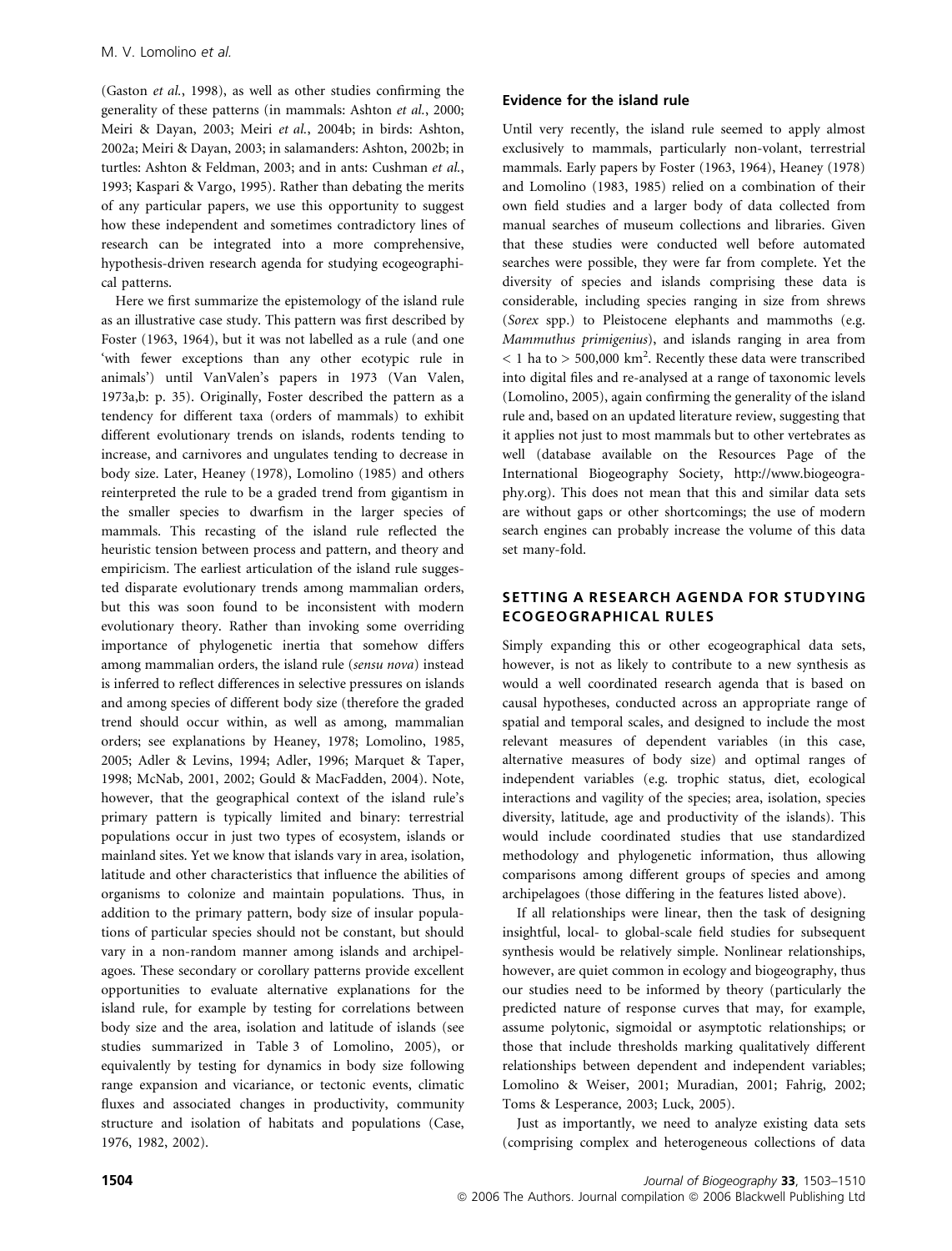(Gaston *et al.*, 1998), as well as other studies confirming the generality of these patterns (in mammals: Ashton *et al.*, 2000; Meiri & Dayan, 2003; Meiri *et al.*, 2004b; in birds: Ashton, 2002a; Meiri & Dayan, 2003; in salamanders: Ashton, 2002b; in turtles: Ashton & Feldman, 2003; and in ants: Cushman *et al.*, 1993; Kaspari & Vargo, 1995). Rather than debating the merits of any particular papers, we use this opportunity to suggest how these independent and sometimes contradictory lines of research can be integrated into a more comprehensive, hypothesis-driven research agenda for studying ecogeographical patterns.

Here we first summarize the epistemology of the island rule as an illustrative case study. This pattern was first described by Foster (1963, 1964), but it was not labelled as a rule (and one 'with fewer exceptions than any other ecotypic rule in animals') until VanValen's papers in 1973 (Van Valen, 1973a,b: p. 35). Originally, Foster described the pattern as a tendency for different taxa (orders of mammals) to exhibit different evolutionary trends on islands, rodents tending to increase, and carnivores and ungulates tending to decrease in body size. Later, Heaney (1978), Lomolino (1985) and others reinterpreted the rule to be a graded trend from gigantism in the smaller species to dwarfism in the larger species of mammals. This recasting of the island rule reflected the heuristic tension between process and pattern, and theory and empiricism. The earliest articulation of the island rule suggested disparate evolutionary trends among mammalian orders, but this was soon found to be inconsistent with modern evolutionary theory. Rather than invoking some overriding importance of phylogenetic inertia that somehow differs among mammalian orders, the island rule (*sensu nova*) instead is inferred to reflect differences in selective pressures on islands and among species of different body size (therefore the graded trend should occur within, as well as among, mammalian orders; see explanations by Heaney, 1978; Lomolino, 1985, 2005; Adler & Levins, 1994; Adler, 1996; Marquet & Taper, 1998; McNab, 2001, 2002; Gould & MacFadden, 2004). Note, however, that the geographical context of the island rule's primary pattern is typically limited and binary: terrestrial populations occur in just two types of ecosystem, islands or mainland sites. Yet we know that islands vary in area, isolation, latitude and other characteristics that influence the abilities of organisms to colonize and maintain populations. Thus, in addition to the primary pattern, body size of insular populations of particular species should not be constant, but should vary in a non-random manner among islands and archipelagoes. These secondary or corollary patterns provide excellent opportunities to evaluate alternative explanations for the island rule, for example by testing for correlations between body size and the area, isolation and latitude of islands (see studies summarized in Table 3 of Lomolino, 2005), or equivalently by testing for dynamics in body size following range expansion and vicariance, or tectonic events, climatic fluxes and associated changes in productivity, community structure and isolation of habitats and populations (Case, 1976, 1982, 2002).

### Evidence for the island rule

Until very recently, the island rule seemed to apply almost exclusively to mammals, particularly non-volant, terrestrial mammals. Early papers by Foster (1963, 1964), Heaney (1978) and Lomolino (1983, 1985) relied on a combination of their own field studies and a larger body of data collected from manual searches of museum collections and libraries. Given that these studies were conducted well before automated searches were possible, they were far from complete. Yet the diversity of species and islands comprising these data is considerable, including species ranging in size from shrews (*Sorex* spp.) to Pleistocene elephants and mammoths (e.g. *Mammuthus primigenius*), and islands ranging in area from < 1 ha to > 500,000 km$^2$. Recently these data were transcribed into digital files and re-analysed at a range of taxonomic levels (Lomolino, 2005), again confirming the generality of the island rule and, based on an updated literature review, suggesting that it applies not just to most mammals but to other vertebrates as well (database available on the Resources Page of the International Biogeography Society, http://www.biogeography.org). This does not mean that this and similar data sets are without gaps or other shortcomings; the use of modern search engines can probably increase the volume of this data set many-fold.

## SETTING A RESEARCH AGENDA FOR STUDYING ECOGEOGRAPHICAL RULES

Simply expanding this or other ecogeographical data sets, however, is not as likely to contribute to a new synthesis as would a well coordinated research agenda that is based on causal hypotheses, conducted across an appropriate range of spatial and temporal scales, and designed to include the most relevant measures of dependent variables (in this case, alternative measures of body size) and optimal ranges of independent variables (e.g. trophic status, diet, ecological interactions and vagility of the species; area, isolation, species diversity, latitude, age and productivity of the islands). This would include coordinated studies that use standardized methodology and phylogenetic information, thus allowing comparisons among different groups of species and among archipelagoes (those differing in the features listed above).

If all relationships were linear, then the task of designing insightful, local- to global-scale field studies for subsequent synthesis would be relatively simple. Nonlinear relationships, however, are quiet common in ecology and biogeography, thus our studies need to be informed by theory (particularly the predicted nature of response curves that may, for example, assume polytonic, sigmoidal or asymptotic relationships; or those that include thresholds marking qualitatively different relationships between dependent and independent variables; Lomolino & Weiser, 2001; Muradian, 2001; Fahrig, 2002; Toms & Lesperance, 2003; Luck, 2005).

Just as importantly, we need to analyze existing data sets (comprising complex and heterogeneous collections of data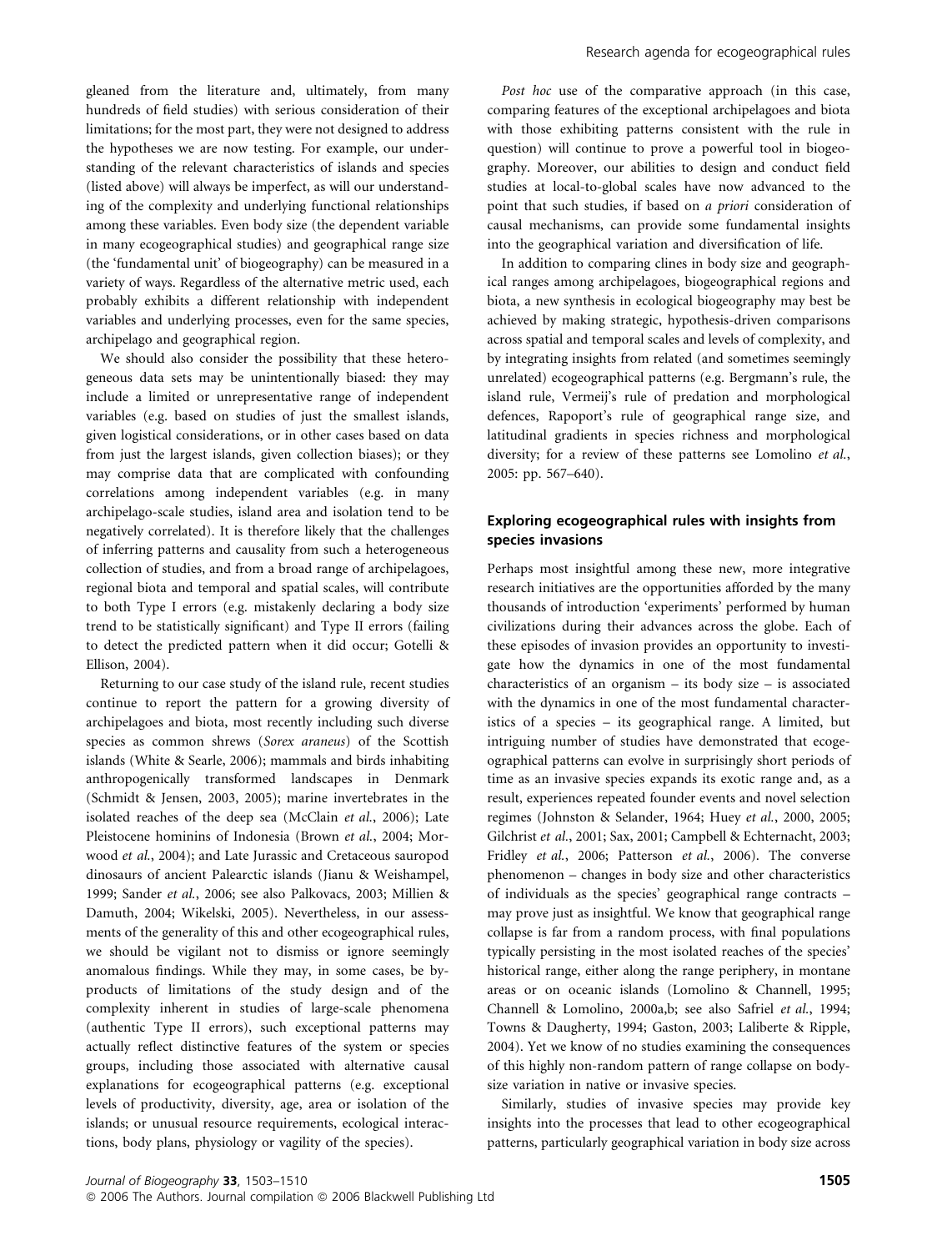gleaned from the literature and, ultimately, from many hundreds of field studies) with serious consideration of their limitations; for the most part, they were not designed to address the hypotheses we are now testing. For example, our understanding of the relevant characteristics of islands and species (listed above) will always be imperfect, as will our understanding of the complexity and underlying functional relationships among these variables. Even body size (the dependent variable in many ecogeographical studies) and geographical range size (the 'fundamental unit' of biogeography) can be measured in a variety of ways. Regardless of the alternative metric used, each probably exhibits a different relationship with independent variables and underlying processes, even for the same species, archipelago and geographical region.

We should also consider the possibility that these heterogeneous data sets may be unintentionally biased: they may include a limited or unrepresentative range of independent variables (e.g. based on studies of just the smallest islands, given logistical considerations, or in other cases based on data from just the largest islands, given collection biases); or they may comprise data that are complicated with confounding correlations among independent variables (e.g. in many archipelago-scale studies, island area and isolation tend to be negatively correlated). It is therefore likely that the challenges of inferring patterns and causality from such a heterogeneous collection of studies, and from a broad range of archipelagoes, regional biota and temporal and spatial scales, will contribute to both Type I errors (e.g. mistakenly declaring a body size trend to be statistically significant) and Type II errors (failing to detect the predicted pattern when it did occur; Gotelli & Ellison, 2004).

Returning to our case study of the island rule, recent studies continue to report the pattern for a growing diversity of archipelagoes and biota, most recently including such diverse species as common shrews (*Sorex araneus*) of the Scottish islands (White & Searle, 2006); mammals and birds inhabiting anthropogenically transformed landscapes in Denmark (Schmidt & Jensen, 2003, 2005); marine invertebrates in the isolated reaches of the deep sea (McClain *et al.*, 2006); Late Pleistocene hominins of Indonesia (Brown *et al.*, 2004; Morwood *et al.*, 2004); and Late Jurassic and Cretaceous sauropod dinosaurs of ancient Palearctic islands (Jianu & Weishampel, 1999; Sander *et al.*, 2006; see also Palkovacs, 2003; Millien & Damuth, 2004; Wikelski, 2005). Nevertheless, in our assessments of the generality of this and other ecogeographical rules, we should be vigilant not to dismiss or ignore seemingly anomalous findings. While they may, in some cases, be by-products of limitations of the study design and of the complexity inherent in studies of large-scale phenomena (authentic Type II errors), such exceptional patterns may actually reflect distinctive features of the system or species groups, including those associated with alternative causal explanations for ecogeographical patterns (e.g. exceptional levels of productivity, diversity, age, area or isolation of the islands; or unusual resource requirements, ecological interactions, body plans, physiology or vagility of the species).

*Post hoc* use of the comparative approach (in this case, comparing features of the exceptional archipelagoes and biota with those exhibiting patterns consistent with the rule in question) will continue to prove a powerful tool in biogeography. Moreover, our abilities to design and conduct field studies at local-to-global scales have now advanced to the point that such studies, if based on *a priori* consideration of causal mechanisms, can provide some fundamental insights into the geographical variation and diversification of life.

In addition to comparing clines in body size and geographical ranges among archipelagoes, biogeographical regions and biota, a new synthesis in ecological biogeography may best be achieved by making strategic, hypothesis-driven comparisons across spatial and temporal scales and levels of complexity, and by integrating insights from related (and sometimes seemingly unrelated) ecogeographical patterns (e.g. Bergmann's rule, the island rule, Vermeij's rule of predation and morphological defences, Rapoport's rule of geographical range size, and latitudinal gradients in species richness and morphological diversity; for a review of these patterns see Lomolino *et al.*, 2005: pp. 567–640).

## Exploring ecogeographical rules with insights from species invasions

Perhaps most insightful among these new, more integrative research initiatives are the opportunities afforded by the many thousands of introduction 'experiments' performed by human civilizations during their advances across the globe. Each of these episodes of invasion provides an opportunity to investigate how the dynamics in one of the most fundamental characteristics of an organism – its body size – is associated with the dynamics in one of the most fundamental characteristics of a species – its geographical range. A limited, but intriguing number of studies have demonstrated that ecogeographical patterns can evolve in surprisingly short periods of time as an invasive species expands its exotic range and, as a result, experiences repeated founder events and novel selection regimes (Johnston & Selander, 1964; Huey *et al.*, 2000, 2005; Gilchrist *et al.*, 2001; Sax, 2001; Campbell & Echternacht, 2003; Fridley *et al.*, 2006; Patterson *et al.*, 2006). The converse phenomenon – changes in body size and other characteristics of individuals as the species' geographical range contracts – may prove just as insightful. We know that geographical range collapse is far from a random process, with final populations typically persisting in the most isolated reaches of the species' historical range, either along the range periphery, in montane areas or on oceanic islands (Lomolino & Channell, 1995; Channell & Lomolino, 2000a,b; see also Safriel *et al.*, 1994; Towns & Daugherty, 1994; Gaston, 2003; Laliberte & Ripple, 2004). Yet we know of no studies examining the consequences of this highly non-random pattern of range collapse on body-size variation in native or invasive species.

Similarly, studies of invasive species may provide key insights into the processes that lead to other ecogeographical patterns, particularly geographical variation in body size across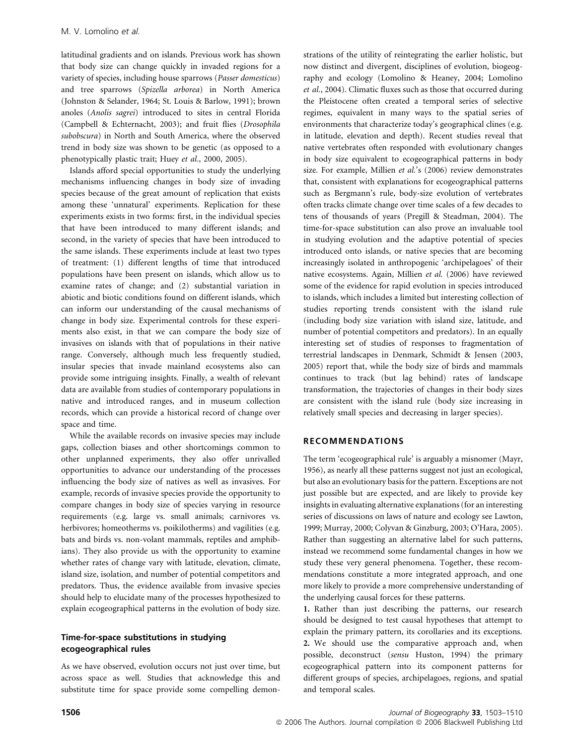latitudinal gradients and on islands. Previous work has shown that body size can change quickly in invaded regions for a variety of species, including house sparrows (*Passer domesticus*) and tree sparrows (*Spizella arborea*) in North America (Johnston & Selander, 1964; St. Louis & Barlow, 1991); brown anoles (*Anolis sagrei*) introduced to sites in central Florida (Campbell & Echternacht, 2003); and fruit flies (*Drosophila subobscura*) in North and South America, where the observed trend in body size was shown to be genetic (as opposed to a phenotypically plastic trait; Huey *et al.*, 2000, 2005).

Islands afford special opportunities to study the underlying mechanisms influencing changes in body size of invading species because of the great amount of replication that exists among these 'unnatural' experiments. Replication for these experiments exists in two forms: first, in the individual species that have been introduced to many different islands; and second, in the variety of species that have been introduced to the same islands. These experiments include at least two types of treatment: (1) different lengths of time that introduced populations have been present on islands, which allow us to examine rates of change; and (2) substantial variation in abiotic and biotic conditions found on different islands, which can inform our understanding of the causal mechanisms of change in body size. Experimental controls for these experiments also exist, in that we can compare the body size of invasives on islands with that of populations in their native range. Conversely, although much less frequently studied, insular species that invade mainland ecosystems also can provide some intriguing insights. Finally, a wealth of relevant data are available from studies of contemporary populations in native and introduced ranges, and in museum collection records, which can provide a historical record of change over space and time.

While the available records on invasive species may include gaps, collection biases and other shortcomings common to other unplanned experiments, they also offer unrivalled opportunities to advance our understanding of the processes influencing the body size of natives as well as invasives. For example, records of invasive species provide the opportunity to compare changes in body size of species varying in resource requirements (e.g. large vs. small animals; carnivores vs. herbivores; homeotherms vs. poikilotherms) and vagilities (e.g. bats and birds vs. non-volant mammals, reptiles and amphibians). They also provide us with the opportunity to examine whether rates of change vary with latitude, elevation, climate, island size, isolation, and number of potential competitors and predators. Thus, the evidence available from invasive species should help to elucidate many of the processes hypothesized to explain ecogeographical patterns in the evolution of body size.

### Time-for-space substitutions in studying ecogeographical rules

As we have observed, evolution occurs not just over time, but across space as well. Studies that acknowledge this and substitute time for space provide some compelling demonstrations of the utility of reintegrating the earlier holistic, but now distinct and divergent, disciplines of evolution, biogeography and ecology (Lomolino & Heaney, 2004; Lomolino *et al.*, 2004). Climatic fluxes such as those that occurred during the Pleistocene often created a temporal series of selective regimes, equivalent in many ways to the spatial series of environments that characterize today's geographical clines (e.g. in latitude, elevation and depth). Recent studies reveal that native vertebrates often responded with evolutionary changes in body size equivalent to ecogeographical patterns in body size. For example, Millien *et al.*'s (2006) review demonstrates that, consistent with explanations for ecogeographical patterns such as Bergmann's rule, body-size evolution of vertebrates often tracks climate change over time scales of a few decades to tens of thousands of years (Pregill & Steadman, 2004). The time-for-space substitution can also prove an invaluable tool in studying evolution and the adaptive potential of species introduced onto islands, or native species that are becoming increasingly isolated in anthropogenic 'archipelagoes' of their native ecosystems. Again, Millien *et al.* (2006) have reviewed some of the evidence for rapid evolution in species introduced to islands, which includes a limited but interesting collection of studies reporting trends consistent with the island rule (including body size variation with island size, latitude, and number of potential competitors and predators). In an equally interesting set of studies of responses to fragmentation of terrestrial landscapes in Denmark, Schmidt & Jensen (2003, 2005) report that, while the body size of birds and mammals continues to track (but lag behind) rates of landscape transformation, the trajectories of changes in their body sizes are consistent with the island rule (body size increasing in relatively small species and decreasing in larger species).

## RECOMMENDATIONS

The term 'ecogeographical rule' is arguably a misnomer (Mayr, 1956), as nearly all these patterns suggest not just an ecological, but also an evolutionary basis for the pattern. Exceptions are not just possible but are expected, and are likely to provide key insights in evaluating alternative explanations (for an interesting series of discussions on laws of nature and ecology see Lawton, 1999; Murray, 2000; Colyvan & Ginzburg, 2003; O'Hara, 2005). Rather than suggesting an alternative label for such patterns, instead we recommend some fundamental changes in how we study these very general phenomena. Together, these recommendations constitute a more integrated approach, and one more likely to provide a more comprehensive understanding of the underlying causal forces for these patterns.

**1.** Rather than just describing the patterns, our research should be designed to test causal hypotheses that attempt to explain the primary pattern, its corollaries and its exceptions.

**2.** We should use the comparative approach and, when possible, deconstruct (*sensu* Huston, 1994) the primary ecogeographical pattern into its component patterns for different groups of species, archipelagoes, regions, and spatial and temporal scales.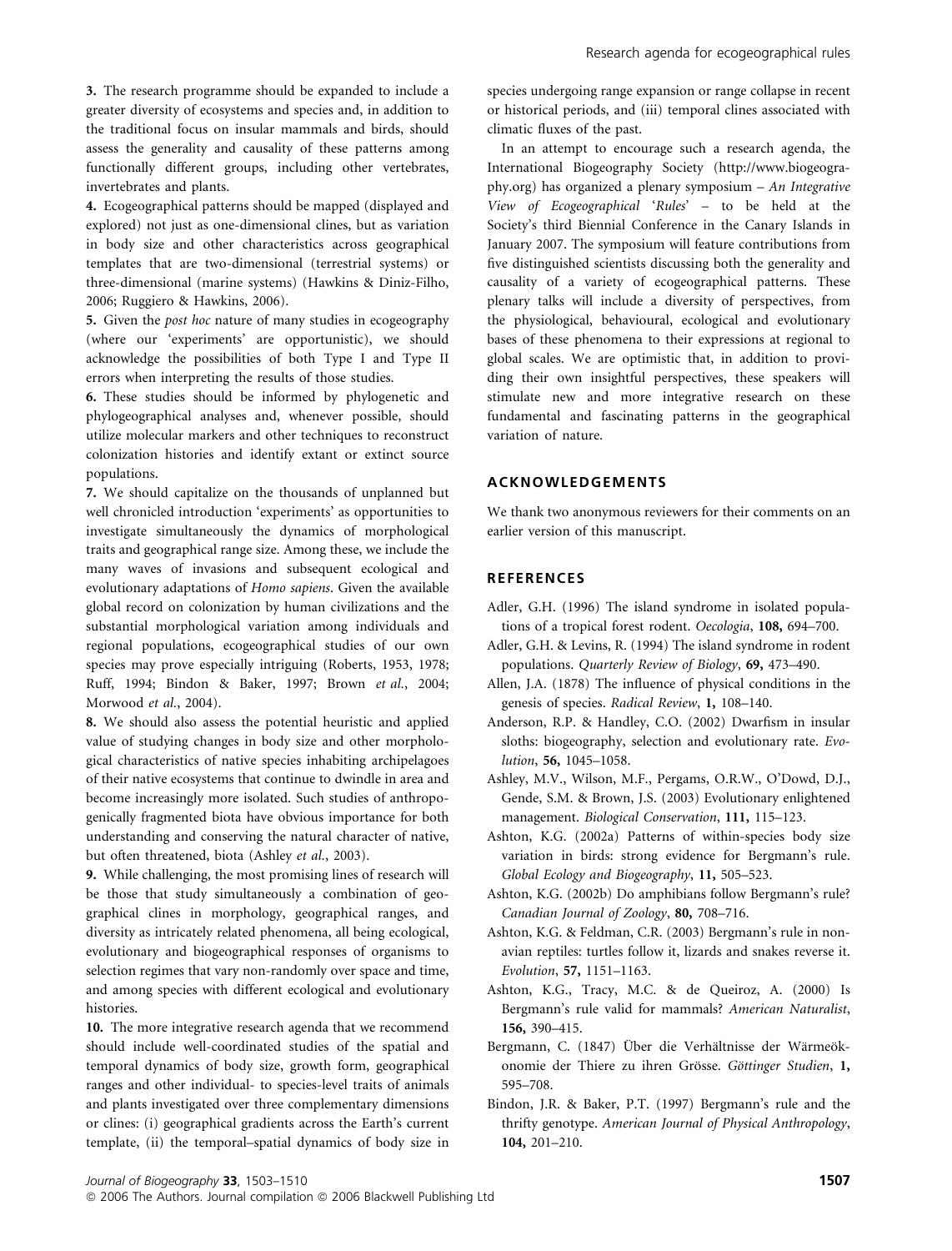**3.** The research programme should be expanded to include a greater diversity of ecosystems and species and, in addition to the traditional focus on insular mammals and birds, should assess the generality and causality of these patterns among functionally different groups, including other vertebrates, invertebrates and plants.

**4.** Ecogeographical patterns should be mapped (displayed and explored) not just as one-dimensional clines, but as variation in body size and other characteristics across geographical templates that are two-dimensional (terrestrial systems) or three-dimensional (marine systems) (Hawkins & Diniz-Filho, 2006; Ruggiero & Hawkins, 2006).

**5.** Given the *post hoc* nature of many studies in ecogeography (where our 'experiments' are opportunistic), we should acknowledge the possibilities of both Type I and Type II errors when interpreting the results of those studies.

**6.** These studies should be informed by phylogenetic and phylogeographical analyses and, whenever possible, should utilize molecular markers and other techniques to reconstruct colonization histories and identify extant or extinct source populations.

**7.** We should capitalize on the thousands of unplanned but well chronicled introduction 'experiments' as opportunities to investigate simultaneously the dynamics of morphological traits and geographical range size. Among these, we include the many waves of invasions and subsequent ecological and evolutionary adaptations of *Homo sapiens*. Given the available global record on colonization by human civilizations and the substantial morphological variation among individuals and regional populations, ecogeographical studies of our own species may prove especially intriguing (Roberts, 1953, 1978; Ruff, 1994; Bindon & Baker, 1997; Brown *et al.*, 2004; Morwood *et al.*, 2004).

**8.** We should also assess the potential heuristic and applied value of studying changes in body size and other morphological characteristics of native species inhabiting archipelagoes of their native ecosystems that continue to dwindle in area and become increasingly more isolated. Such studies of anthropogenically fragmented biota have obvious importance for both understanding and conserving the natural character of native, but often threatened, biota (Ashley *et al.*, 2003).

**9.** While challenging, the most promising lines of research will be those that study simultaneously a combination of geographical clines in morphology, geographical ranges, and diversity as intricately related phenomena, all being ecological, evolutionary and biogeographical responses of organisms to selection regimes that vary non-randomly over space and time, and among species with different ecological and evolutionary histories.

**10.** The more integrative research agenda that we recommend should include well-coordinated studies of the spatial and temporal dynamics of body size, growth form, geographical ranges and other individual- to species-level traits of animals and plants investigated over three complementary dimensions or clines: (i) geographical gradients across the Earth's current template, (ii) the temporal–spatial dynamics of body size in species undergoing range expansion or range collapse in recent or historical periods, and (iii) temporal clines associated with climatic fluxes of the past.

In an attempt to encourage such a research agenda, the International Biogeography Society (http://www.biogeography.org) has organized a plenary symposium – *An Integrative View of Ecogeographical 'Rules'* – to be held at the Society's third Biennial Conference in the Canary Islands in January 2007. The symposium will feature contributions from five distinguished scientists discussing both the generality and causality of a variety of ecogeographical patterns. These plenary talks will include a diversity of perspectives, from the physiological, behavioural, ecological and evolutionary bases of these phenomena to their expressions at regional to global scales. We are optimistic that, in addition to providing their own insightful perspectives, these speakers will stimulate new and more integrative research on these fundamental and fascinating patterns in the geographical variation of nature.

## ACKNOWLEDGEMENTS

We thank two anonymous reviewers for their comments on an earlier version of this manuscript.

## REFERENCES

Adler, G.H. (1996) The island syndrome in isolated populations of a tropical forest rodent. *Oecologia*, **108,** 694–700.

Adler, G.H. & Levins, R. (1994) The island syndrome in rodent populations. *Quarterly Review of Biology*, **69,** 473–490.

Allen, J.A. (1878) The influence of physical conditions in the genesis of species. *Radical Review*, **1,** 108–140.

Anderson, R.P. & Handley, C.O. (2002) Dwarfism in insular sloths: biogeography, selection and evolutionary rate. *Evolution*, **56,** 1045–1058.

Ashley, M.V., Wilson, M.F., Pergams, O.R.W., O'Dowd, D.J., Gende, S.M. & Brown, J.S. (2003) Evolutionary enlightened management. *Biological Conservation*, **111,** 115–123.

Ashton, K.G. (2002a) Patterns of within-species body size variation in birds: strong evidence for Bergmann's rule. *Global Ecology and Biogeography*, **11,** 505–523.

Ashton, K.G. (2002b) Do amphibians follow Bergmann's rule? *Canadian Journal of Zoology*, **80,** 708–716.

Ashton, K.G. & Feldman, C.R. (2003) Bergmann's rule in non-avian reptiles: turtles follow it, lizards and snakes reverse it. *Evolution*, **57,** 1151–1163.

Ashton, K.G., Tracy, M.C. & de Queiroz, A. (2000) Is Bergmann's rule valid for mammals? *American Naturalist*, **156,** 390–415.

Bergmann, C. (1847) Über die Verhältnisse der Wärmeökonomie der Thiere zu ihren Grösse. *Göttinger Studien*, **1,** 595–708.

Bindon, J.R. & Baker, P.T. (1997) Bergmann's rule and the thrifty genotype. *American Journal of Physical Anthropology*, **104,** 201–210.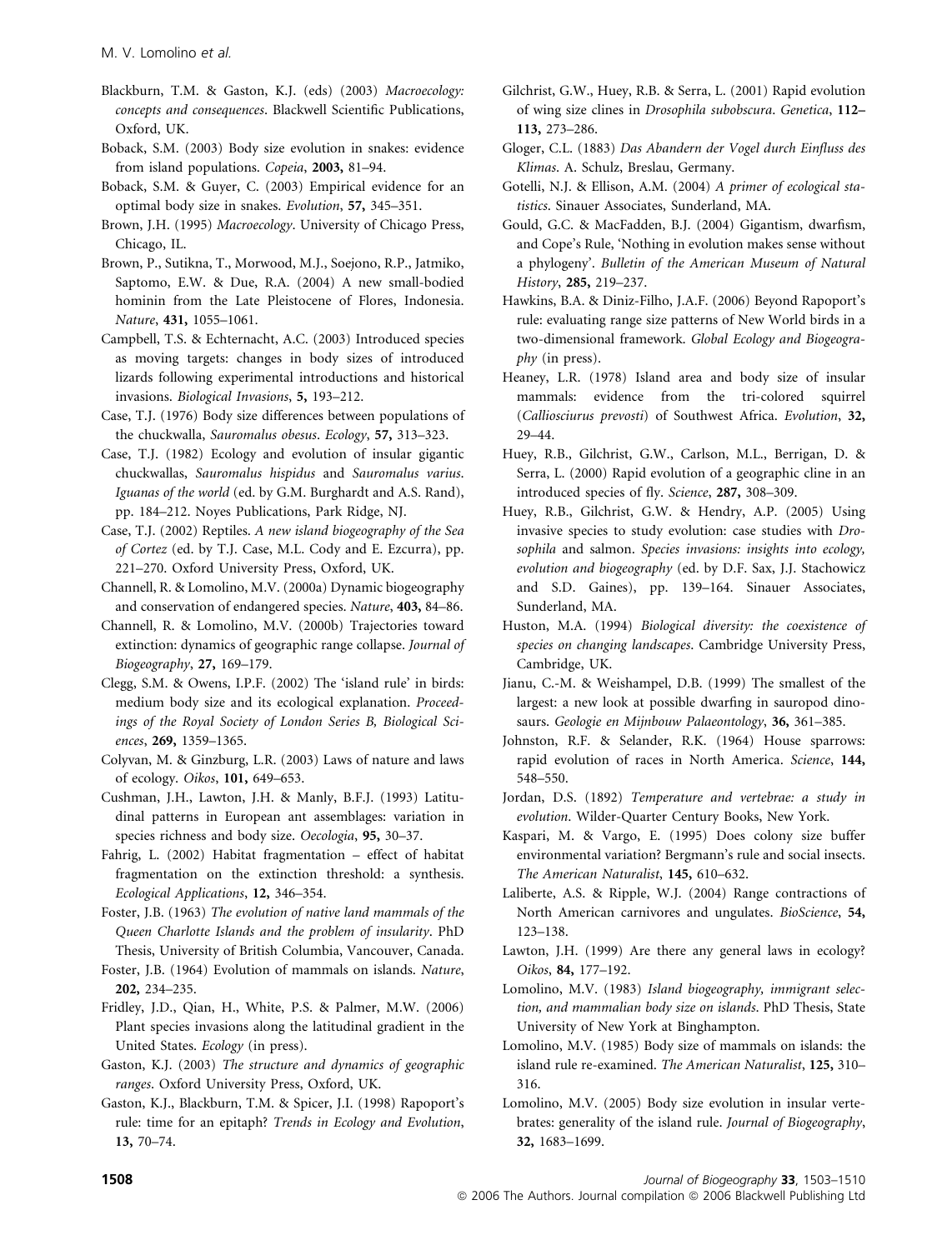Blackburn, T.M. & Gaston, K.J. (eds) (2003) *Macroecology: concepts and consequences*. Blackwell Scientific Publications, Oxford, UK.

Boback, S.M. (2003) Body size evolution in snakes: evidence from island populations. *Copeia*, **2003,** 81–94.

Boback, S.M. & Guyer, C. (2003) Empirical evidence for an optimal body size in snakes. *Evolution*, **57,** 345–351.

Brown, J.H. (1995) *Macroecology*. University of Chicago Press, Chicago, IL.

Brown, P., Sutikna, T., Morwood, M.J., Soejono, R.P., Jatmiko, Saptomo, E.W. & Due, R.A. (2004) A new small-bodied hominin from the Late Pleistocene of Flores, Indonesia. *Nature*, **431,** 1055–1061.

Campbell, T.S. & Echternacht, A.C. (2003) Introduced species as moving targets: changes in body sizes of introduced lizards following experimental introductions and historical invasions. *Biological Invasions*, **5,** 193–212.

Case, T.J. (1976) Body size differences between populations of the chuckwalla, *Sauromalus obesus*. *Ecology*, **57,** 313–323.

Case, T.J. (1982) Ecology and evolution of insular gigantic chuckwallas, *Sauromalus hispidus* and *Sauromalus varius*. *Iguanas of the world* (ed. by G.M. Burghardt and A.S. Rand), pp. 184–212. Noyes Publications, Park Ridge, NJ.

Case, T.J. (2002) Reptiles. *A new island biogeography of the Sea of Cortez* (ed. by T.J. Case, M.L. Cody and E. Ezcurra), pp. 221–270. Oxford University Press, Oxford, UK.

Channell, R. & Lomolino, M.V. (2000a) Dynamic biogeography and conservation of endangered species. *Nature*, **403,** 84–86.

Channell, R. & Lomolino, M.V. (2000b) Trajectories toward extinction: dynamics of geographic range collapse. *Journal of Biogeography*, **27,** 169–179.

Clegg, S.M. & Owens, I.P.F. (2002) The 'island rule' in birds: medium body size and its ecological explanation. *Proceedings of the Royal Society of London Series B, Biological Sciences*, **269,** 1359–1365.

Colyvan, M. & Ginzburg, L.R. (2003) Laws of nature and laws of ecology. *Oikos*, **101,** 649–653.

Cushman, J.H., Lawton, J.H. & Manly, B.F.J. (1993) Latitudinal patterns in European ant assemblages: variation in species richness and body size. *Oecologia*, **95,** 30–37.

Fahrig, L. (2002) Habitat fragmentation – effect of habitat fragmentation on the extinction threshold: a synthesis. *Ecological Applications*, **12,** 346–354.

Foster, J.B. (1963) *The evolution of native land mammals of the Queen Charlotte Islands and the problem of insularity*. PhD Thesis, University of British Columbia, Vancouver, Canada.

Foster, J.B. (1964) Evolution of mammals on islands. *Nature*, **202,** 234–235.

Fridley, J.D., Qian, H., White, P.S. & Palmer, M.W. (2006) Plant species invasions along the latitudinal gradient in the United States. *Ecology* (in press).

Gaston, K.J. (2003) *The structure and dynamics of geographic ranges*. Oxford University Press, Oxford, UK.

Gaston, K.J., Blackburn, T.M. & Spicer, J.I. (1998) Rapoport's rule: time for an epitaph? *Trends in Ecology and Evolution*, **13,** 70–74.

Gilchrist, G.W., Huey, R.B. & Serra, L. (2001) Rapid evolution of wing size clines in *Drosophila subobscura*. *Genetica*, **112–113,** 273–286.

Gloger, C.L. (1883) *Das Abandern der Vogel durch Einfluss des Klimas*. A. Schulz, Breslau, Germany.

Gotelli, N.J. & Ellison, A.M. (2004) *A primer of ecological statistics*. Sinauer Associates, Sunderland, MA.

Gould, G.C. & MacFadden, B.J. (2004) Gigantism, dwarfism, and Cope's Rule, 'Nothing in evolution makes sense without a phylogeny'. *Bulletin of the American Museum of Natural History*, **285,** 219–237.

Hawkins, B.A. & Diniz-Filho, J.A.F. (2006) Beyond Rapoport's rule: evaluating range size patterns of New World birds in a two-dimensional framework. *Global Ecology and Biogeography* (in press).

Heaney, L.R. (1978) Island area and body size of insular mammals: evidence from the tri-colored squirrel (*Callioscirus prevosti*) of Southwest Africa. *Evolution*, **32,** 29–44.

Huey, R.B., Gilchrist, G.W., Carlson, M.L., Berrigan, D. & Serra, L. (2000) Rapid evolution of a geographic cline in an introduced species of fly. *Science*, **287,** 308–309.

Huey, R.B., Gilchrist, G.W. & Hendry, A.P. (2005) Using invasive species to study evolution: case studies with *Drosophila* and salmon. *Species invasions: insights into ecology, evolution and biogeography* (ed. by D.F. Sax, J.J. Stachowicz and S.D. Gaines), pp. 139–164. Sinauer Associates, Sunderland, MA.

Huston, M.A. (1994) *Biological diversity: the coexistence of species on changing landscapes*. Cambridge University Press, Cambridge, UK.

Jianu, C.-M. & Weishampel, D.B. (1999) The smallest of the largest: a new look at possible dwarfing in sauropod dinosaurs. *Geologie en Mijnbouw Palaeontology*, **36,** 361–385.

Johnston, R.F. & Selander, R.K. (1964) House sparrows: rapid evolution of races in North America. *Science*, **144,** 548–550.

Jordan, D.S. (1892) *Temperature and vertebrae: a study in evolution*. Wilder-Quarter Century Books, New York.

Kaspari, M. & Vargo, E. (1995) Does colony size buffer environmental variation? Bergmann's rule and social insects. *The American Naturalist*, **145,** 610–632.

Laliberte, A.S. & Ripple, W.J. (2004) Range contractions of North American carnivores and ungulates. *BioScience*, **54,** 123–138.

Lawton, J.H. (1999) Are there any general laws in ecology? *Oikos*, **84,** 177–192.

Lomolino, M.V. (1983) *Island biogeography, immigrant selection, and mammalian body size on islands*. PhD Thesis, State University of New York at Binghampton.

Lomolino, M.V. (1985) Body size of mammals on islands: the island rule re-examined. *The American Naturalist*, **125,** 310–316.

Lomolino, M.V. (2005) Body size evolution in insular vertebrates: generality of the island rule. *Journal of Biogeography*, **32,** 1683–1699.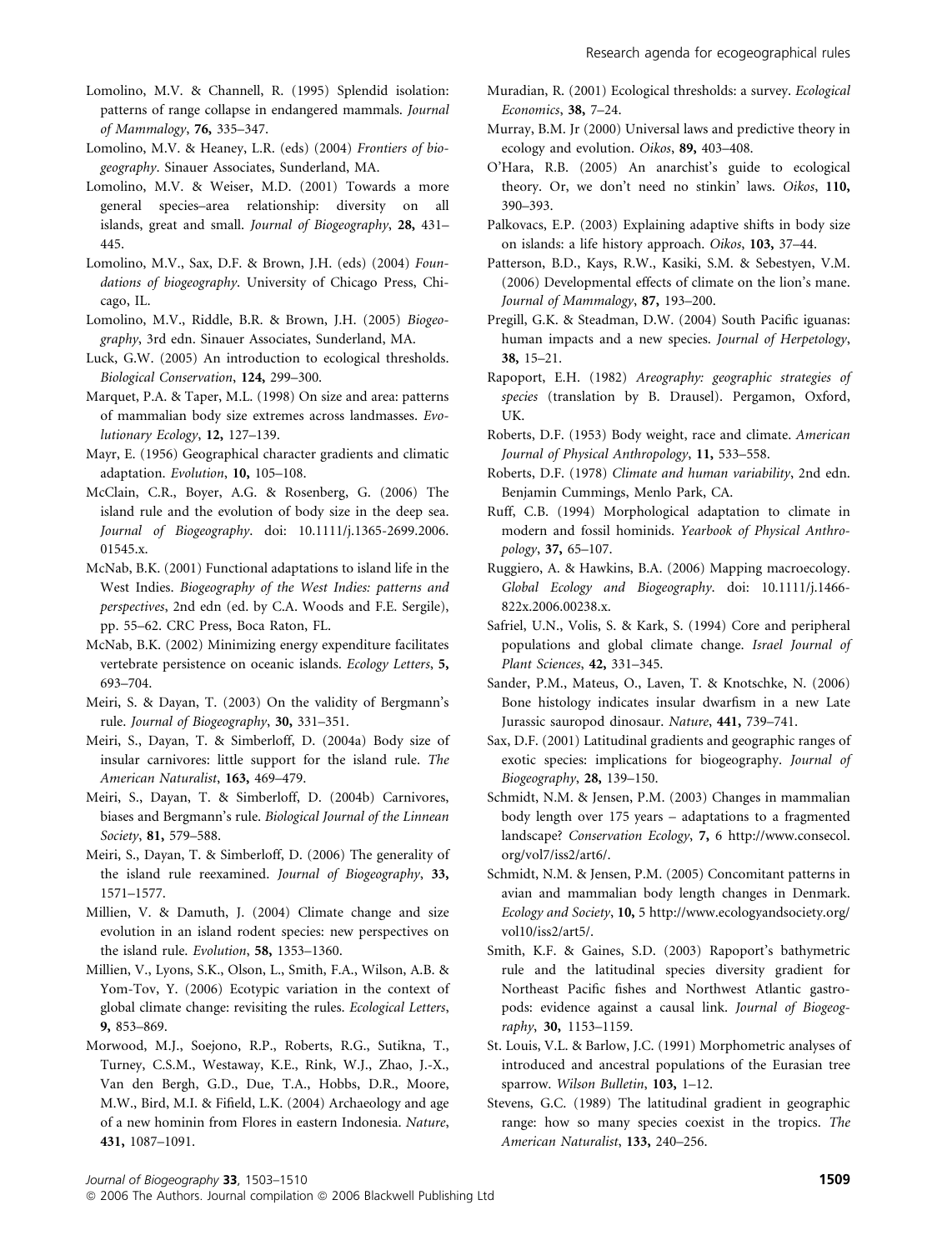Lomolino, M.V. & Channell, R. (1995) Splendid isolation: patterns of range collapse in endangered mammals. *Journal of Mammalogy*, **76,** 335–347.

Lomolino, M.V. & Heaney, L.R. (eds) (2004) *Frontiers of biogeography*. Sinauer Associates, Sunderland, MA.

Lomolino, M.V. & Weiser, M.D. (2001) Towards a more general species–area relationship: diversity on all islands, great and small. *Journal of Biogeography*, **28,** 431–445.

Lomolino, M.V., Sax, D.F. & Brown, J.H. (eds) (2004) *Foundations of biogeography*. University of Chicago Press, Chicago, IL.

Lomolino, M.V., Riddle, B.R. & Brown, J.H. (2005) *Biogeography*, 3rd edn. Sinauer Associates, Sunderland, MA.

Luck, G.W. (2005) An introduction to ecological thresholds. *Biological Conservation*, **124,** 299–300.

Marquet, P.A. & Taper, M.L. (1998) On size and area: patterns of mammalian body size extremes across landmasses. *Evolutionary Ecology*, **12,** 127–139.

Mayr, E. (1956) Geographical character gradients and climatic adaptation. *Evolution*, **10,** 105–108.

McClain, C.R., Boyer, A.G. & Rosenberg, G. (2006) The island rule and the evolution of body size in the deep sea. *Journal of Biogeography*. doi: 10.1111/j.1365-2699.2006.01545.x.

McNab, B.K. (2001) Functional adaptations to island life in the West Indies. *Biogeography of the West Indies: patterns and perspectives*, 2nd edn (ed. by C.A. Woods and F.E. Sergile), pp. 55–62. CRC Press, Boca Raton, FL.

McNab, B.K. (2002) Minimizing energy expenditure facilitates vertebrate persistence on oceanic islands. *Ecology Letters*, **5,** 693–704.

Meiri, S. & Dayan, T. (2003) On the validity of Bergmann's rule. *Journal of Biogeography*, **30,** 331–351.

Meiri, S., Dayan, T. & Simberloff, D. (2004a) Body size of insular carnivores: little support for the island rule. *The American Naturalist*, **163,** 469–479.

Meiri, S., Dayan, T. & Simberloff, D. (2004b) Carnivores, biases and Bergmann's rule. *Biological Journal of the Linnean Society*, **81,** 579–588.

Meiri, S., Dayan, T. & Simberloff, D. (2006) The generality of the island rule reexamined. *Journal of Biogeography*, **33,** 1571–1577.

Millien, V. & Damuth, J. (2004) Climate change and size evolution in an island rodent species: new perspectives on the island rule. *Evolution*, **58,** 1353–1360.

Millien, V., Lyons, S.K., Olson, L., Smith, F.A., Wilson, A.B. & Yom-Tov, Y. (2006) Ecotypic variation in the context of global climate change: revisiting the rules. *Ecological Letters*, **9,** 853–869.

Morwood, M.J., Soejono, R.P., Roberts, R.G., Sutikna, T., Turney, C.S.M., Westaway, K.E., Rink, W.J., Zhao, J.-X., Van den Bergh, G.D., Due, T.A., Hobbs, D.R., Moore, M.W., Bird, M.I. & Fifield, L.K. (2004) Archaeology and age of a new hominin from Flores in eastern Indonesia. *Nature*, **431,** 1087–1091.

Muradian, R. (2001) Ecological thresholds: a survey. *Ecological Economics*, **38,** 7–24.

Murray, B.M. Jr (2000) Universal laws and predictive theory in ecology and evolution. *Oikos*, **89,** 403–408.

O'Hara, R.B. (2005) An anarchist's guide to ecological theory. Or, we don't need no stinkin' laws. *Oikos*, **110,** 390–393.

Palkovacs, E.P. (2003) Explaining adaptive shifts in body size on islands: a life history approach. *Oikos*, **103,** 37–44.

Patterson, B.D., Kays, R.W., Kasiki, S.M. & Sebestyen, V.M. (2006) Developmental effects of climate on the lion's mane. *Journal of Mammalogy*, **87,** 193–200.

Pregill, G.K. & Steadman, D.W. (2004) South Pacific iguanas: human impacts and a new species. *Journal of Herpetology*, **38,** 15–21.

Rapoport, E.H. (1982) *Areography: geographic strategies of species* (translation by B. Drausel). Pergamon, Oxford, UK.

Roberts, D.F. (1953) Body weight, race and climate. *American Journal of Physical Anthropology*, **11,** 533–558.

Roberts, D.F. (1978) *Climate and human variability*, 2nd edn. Benjamin Cummings, Menlo Park, CA.

Ruff, C.B. (1994) Morphological adaptation to climate in modern and fossil hominids. *Yearbook of Physical Anthropology*, **37,** 65–107.

Ruggiero, A. & Hawkins, B.A. (2006) Mapping macroecology. *Global Ecology and Biogeography*. doi: 10.1111/j.1466-822x.2006.00238.x.

Safriel, U.N., Volis, S. & Kark, S. (1994) Core and peripheral populations and global climate change. *Israel Journal of Plant Sciences*, **42,** 331–345.

Sander, P.M., Mateus, O., Laven, T. & Knotschke, N. (2006) Bone histology indicates insular dwarfism in a new Late Jurassic sauropod dinosaur. *Nature*, **441,** 739–741.

Sax, D.F. (2001) Latitudinal gradients and geographic ranges of exotic species: implications for biogeography. *Journal of Biogeography*, **28,** 139–150.

Schmidt, N.M. & Jensen, P.M. (2003) Changes in mammalian body length over 175 years – adaptations to a fragmented landscape? *Conservation Ecology*, **7,** 6 http://www.consecol.org/vol7/iss2/art6/.

Schmidt, N.M. & Jensen, P.M. (2005) Concomitant patterns in avian and mammalian body length changes in Denmark. *Ecology and Society*, **10,** 5 http://www.ecologyandsociety.org/vol10/iss2/art5/.

Smith, K.F. & Gaines, S.D. (2003) Rapoport's bathymetric rule and the latitudinal species diversity gradient for Northeast Pacific fishes and Northwest Atlantic gastropods: evidence against a causal link. *Journal of Biogeography*, **30,** 1153–1159.

St. Louis, V.L. & Barlow, J.C. (1991) Morphometric analyses of introduced and ancestral populations of the Eurasian tree sparrow. *Wilson Bulletin*, **103,** 1–12.

Stevens, G.C. (1989) The latitudinal gradient in geographic range: how so many species coexist in the tropics. *The American Naturalist*, **133,** 240–256.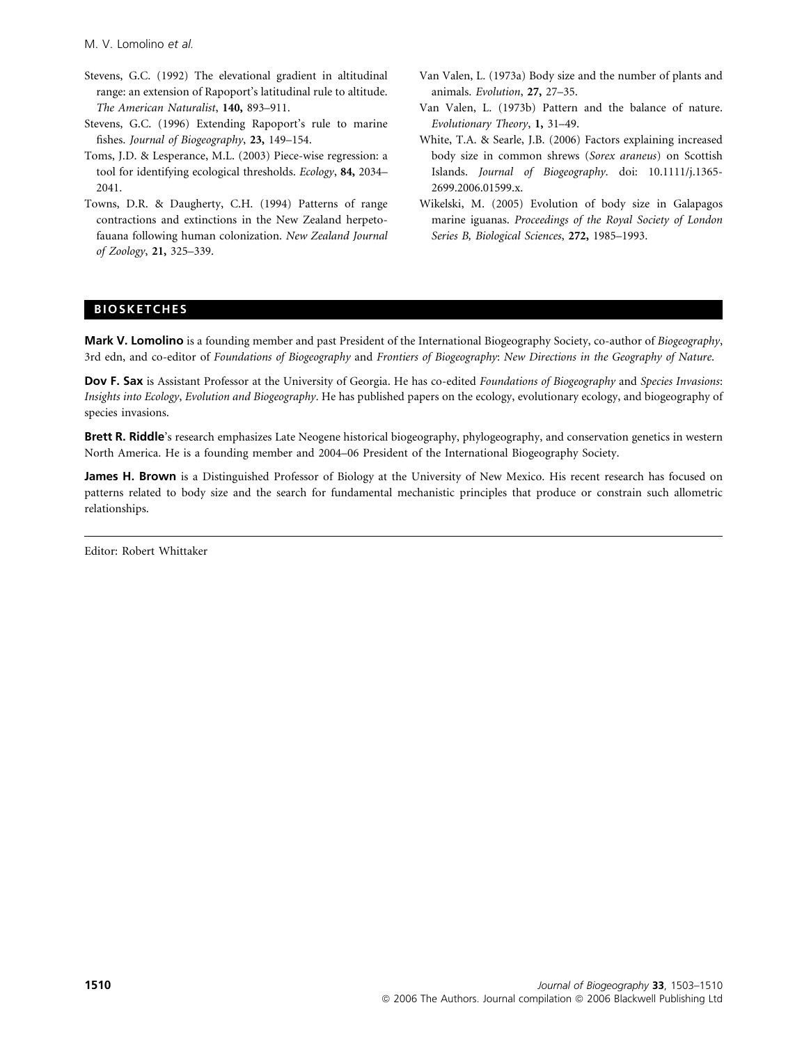Stevens, G.C. (1992) The elevational gradient in altitudinal range: an extension of Rapoport's latitudinal rule to altitude. *The American Naturalist*, **140,** 893–911.

Stevens, G.C. (1996) Extending Rapoport's rule to marine fishes. *Journal of Biogeography*, **23,** 149–154.

Toms, J.D. & Lesperance, M.L. (2003) Piece-wise regression: a tool for identifying ecological thresholds. *Ecology*, **84,** 2034–2041.

Towns, D.R. & Daugherty, C.H. (1994) Patterns of range contractions and extinctions in the New Zealand herpetofauna following human colonization. *New Zealand Journal of Zoology*, **21,** 325–339.

Van Valen, L. (1973a) Body size and the number of plants and animals. *Evolution*, **27,** 27–35.

Van Valen, L. (1973b) Pattern and the balance of nature. *Evolutionary Theory*, **1,** 31–49.

White, T.A. & Searle, J.B. (2006) Factors explaining increased body size in common shrews (*Sorex araneus*) on Scottish Islands. *Journal of Biogeography*. doi: 10.1111/j.1365-2699.2006.01599.x.

Wikelski, M. (2005) Evolution of body size in Galapagos marine iguanas. *Proceedings of the Royal Society of London Series B, Biological Sciences*, **272,** 1985–1993.

## BIOSKETCHES

**Mark V. Lomolino** is a founding member and past President of the International Biogeography Society, co-author of *Biogeography*, 3rd edn, and co-editor of *Foundations of Biogeography* and *Frontiers of Biogeography: New Directions in the Geography of Nature*.

**Dov F. Sax** is Assistant Professor at the University of Georgia. He has co-edited *Foundations of Biogeography* and *Species Invasions: Insights into Ecology, Evolution and Biogeography*. He has published papers on the ecology, evolutionary ecology, and biogeography of species invasions.

**Brett R. Riddle**'s research emphasizes Late Neogene historical biogeography, phylogeography, and conservation genetics in western North America. He is a founding member and 2004–06 President of the International Biogeography Society.

**James H. Brown** is a Distinguished Professor of Biology at the University of New Mexico. His recent research has focused on patterns related to body size and the search for fundamental mechanistic principles that produce or constrain such allometric relationships.

Editor: Robert Whittaker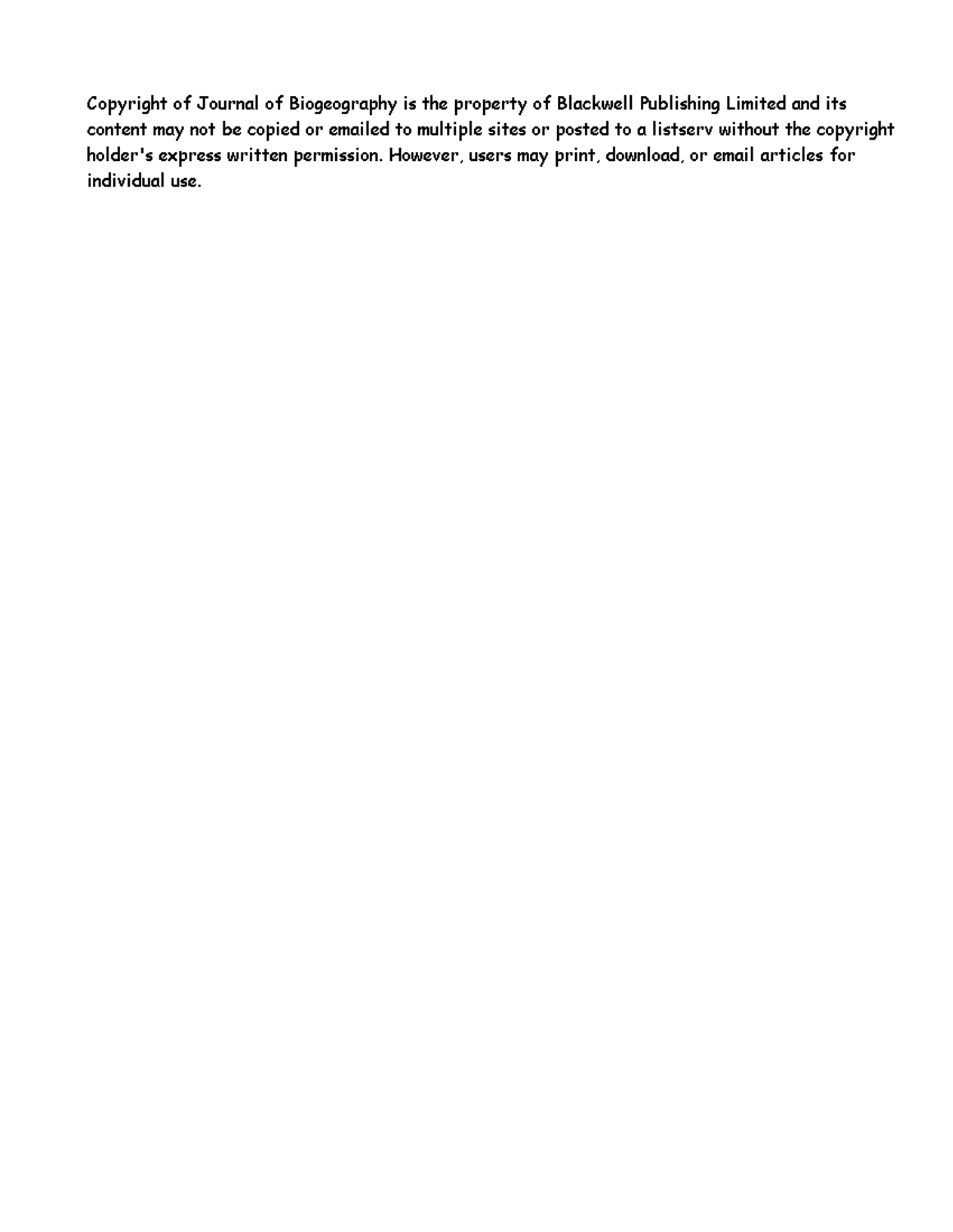Copyright of Journal of Biogeography is the property of Blackwell Publishing Limited and its content may not be copied or emailed to multiple sites or posted to a listserv without the copyright holder's express written permission. However, users may print, download, or email articles for individual use.